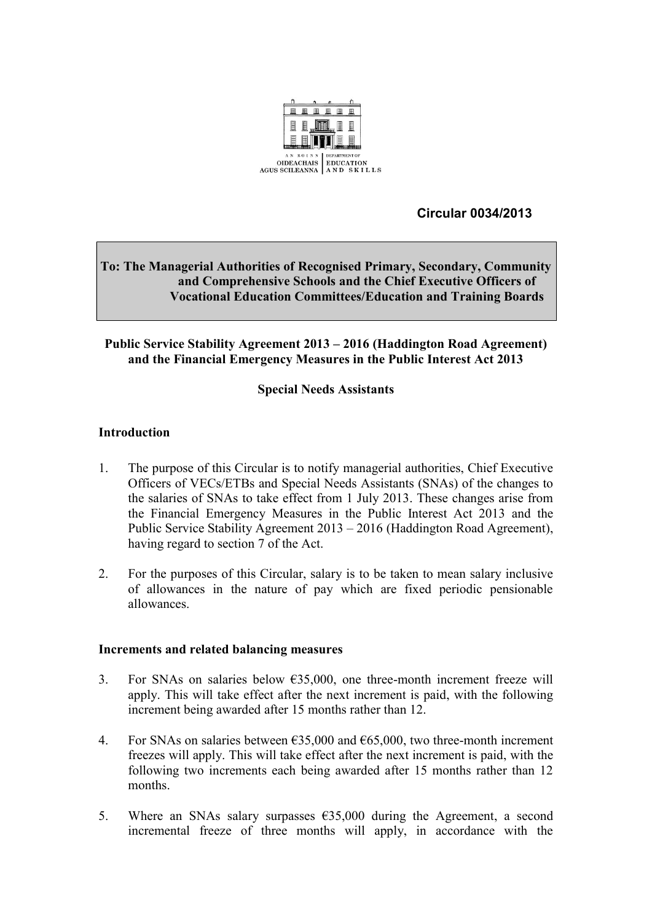AN ROINN OIDEACHAIS AGUS SCILEANNA | DEPARTMENT OF EDUCATION AND SKILLS

**Circular 0034/2013**

**To: The Managerial Authorities of Recognised Primary, Secondary, Community and Comprehensive Schools and the Chief Executive Officers of Vocational Education Committees/Education and Training Boards**

**Public Service Stability Agreement 2013 – 2016 (Haddington Road Agreement) and the Financial Emergency Measures in the Public Interest Act 2013**

**Special Needs Assistants**

## Introduction

1. The purpose of this Circular is to notify managerial authorities, Chief Executive Officers of VECs/ETBs and Special Needs Assistants (SNAs) of the changes to the salaries of SNAs to take effect from 1 July 2013. These changes arise from the Financial Emergency Measures in the Public Interest Act 2013 and the Public Service Stability Agreement 2013 – 2016 (Haddington Road Agreement), having regard to section 7 of the Act.

2. For the purposes of this Circular, salary is to be taken to mean salary inclusive of allowances in the nature of pay which are fixed periodic pensionable allowances.

## Increments and related balancing measures

3. For SNAs on salaries below €35,000, one three-month increment freeze will apply. This will take effect after the next increment is paid, with the following increment being awarded after 15 months rather than 12.

4. For SNAs on salaries between €35,000 and €65,000, two three-month increment freezes will apply. This will take effect after the next increment is paid, with the following two increments each being awarded after 15 months rather than 12 months.

5. Where an SNAs salary surpasses €35,000 during the Agreement, a second incremental freeze of three months will apply, in accordance with the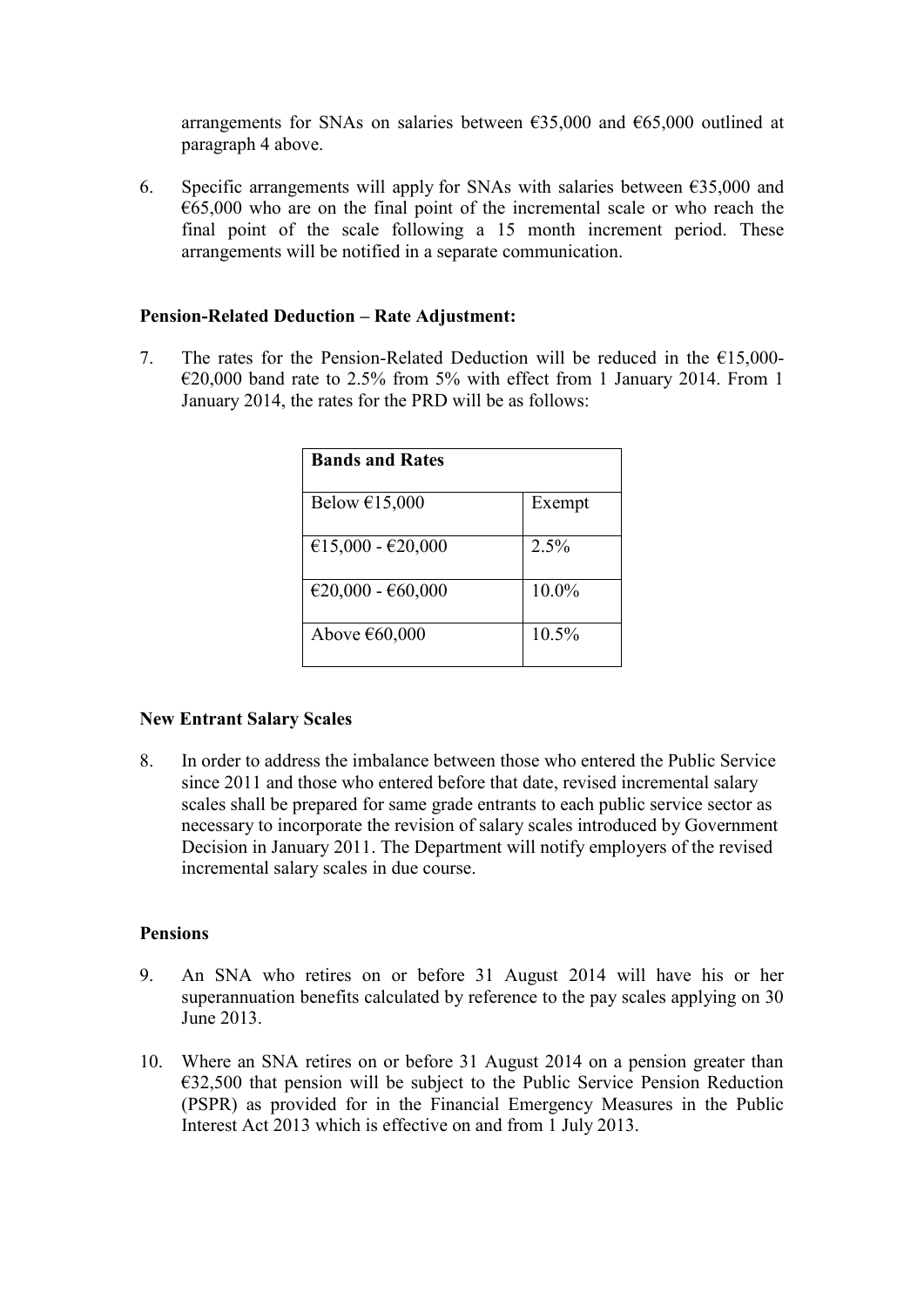arrangements for SNAs on salaries between €35,000 and €65,000 outlined at paragraph 4 above.

6. Specific arrangements will apply for SNAs with salaries between €35,000 and €65,000 who are on the final point of the incremental scale or who reach the final point of the scale following a 15 month increment period. These arrangements will be notified in a separate communication.

**Pension-Related Deduction – Rate Adjustment:**

7. The rates for the Pension-Related Deduction will be reduced in the €15,000-€20,000 band rate to 2.5% from 5% with effect from 1 January 2014. From 1 January 2014, the rates for the PRD will be as follows:

| **Bands and Rates** | |
|---|---|
| Below €15,000 | Exempt |
| €15,000 - €20,000 | 2.5% |
| €20,000 - €60,000 | 10.0% |
| Above €60,000 | 10.5% |

**New Entrant Salary Scales**

8. In order to address the imbalance between those who entered the Public Service since 2011 and those who entered before that date, revised incremental salary scales shall be prepared for same grade entrants to each public service sector as necessary to incorporate the revision of salary scales introduced by Government Decision in January 2011. The Department will notify employers of the revised incremental salary scales in due course.

**Pensions**

9. An SNA who retires on or before 31 August 2014 will have his or her superannuation benefits calculated by reference to the pay scales applying on 30 June 2013.

10. Where an SNA retires on or before 31 August 2014 on a pension greater than €32,500 that pension will be subject to the Public Service Pension Reduction (PSPR) as provided for in the Financial Emergency Measures in the Public Interest Act 2013 which is effective on and from 1 July 2013.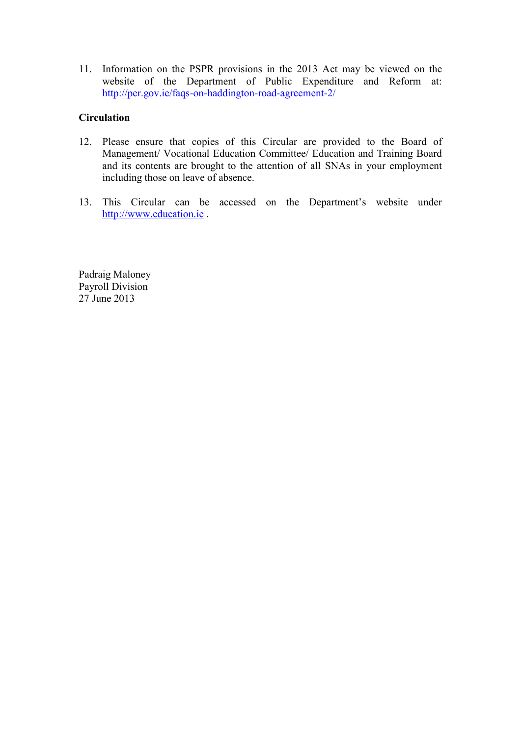11. Information on the PSPR provisions in the 2013 Act may be viewed on the website of the Department of Public Expenditure and Reform at: http://per.gov.ie/faqs-on-haddington-road-agreement-2/

**Circulation**

12. Please ensure that copies of this Circular are provided to the Board of Management/ Vocational Education Committee/ Education and Training Board and its contents are brought to the attention of all SNAs in your employment including those on leave of absence.

13. This Circular can be accessed on the Department's website under http://www.education.ie .

Padraig Maloney
Payroll Division
27 June 2013